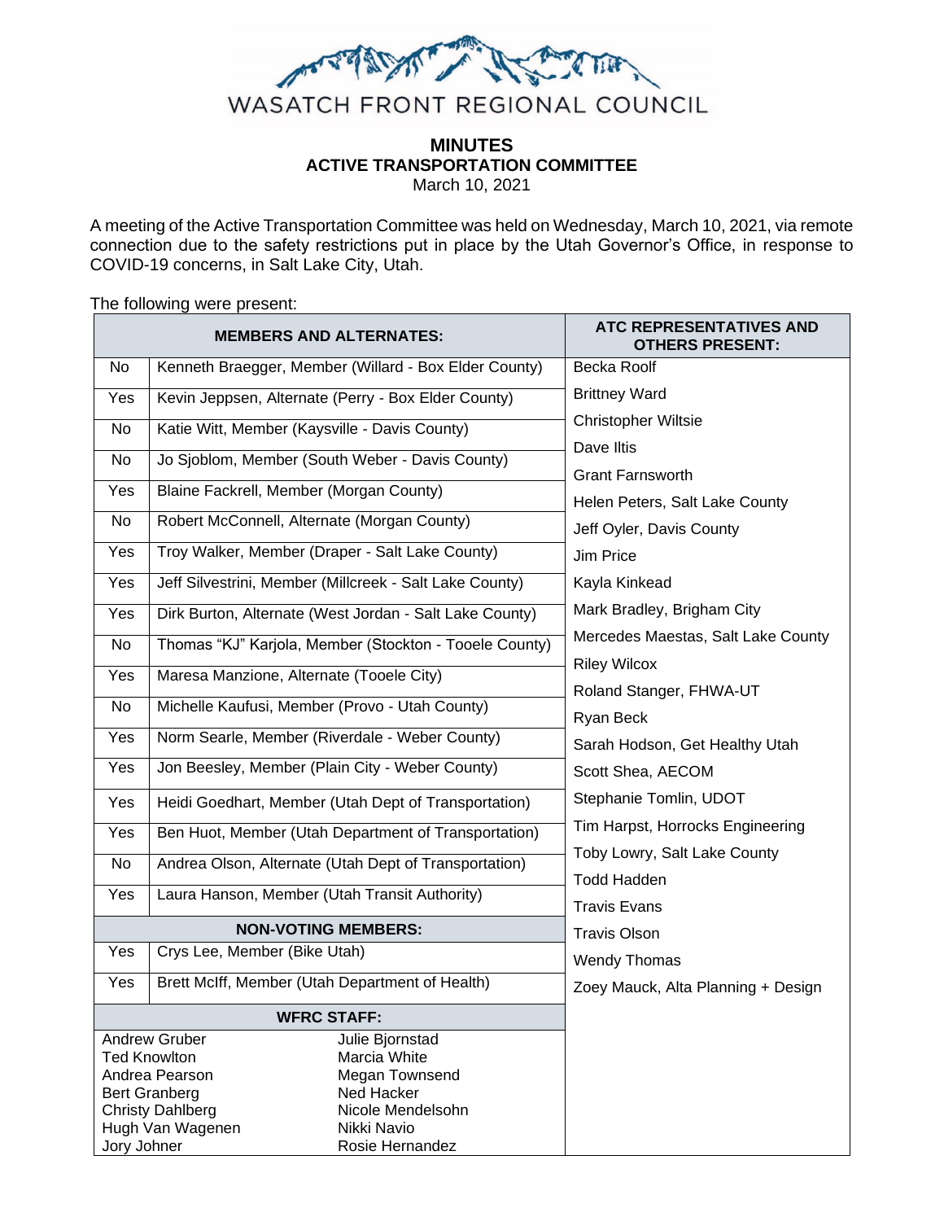WASATCH FRONT REGIONAL COUNCIL

# MINUTES
## ACTIVE TRANSPORTATION COMMITTEE
March 10, 2021

A meeting of the Active Transportation Committee was held on Wednesday, March 10, 2021, via remote connection due to the safety restrictions put in place by the Utah Governor's Office, in response to COVID-19 concerns, in Salt Lake City, Utah.

The following were present:

| MEMBERS AND ALTERNATES: | | ATC REPRESENTATIVES AND OTHERS PRESENT: |
|---|---|---|
| No | Kenneth Braegger, Member (Willard - Box Elder County) | Becka Roolf |
| Yes | Kevin Jeppsen, Alternate (Perry - Box Elder County) | Brittney Ward |
| No | Katie Witt, Member (Kaysville - Davis County) | Christopher Wiltsie |
| No | Jo Sjoblom, Member (South Weber - Davis County) | Dave Iltis |
| Yes | Blaine Fackrell, Member (Morgan County) | Grant Farnsworth |
| No | Robert McConnell, Alternate (Morgan County) | Helen Peters, Salt Lake County |
| Yes | Troy Walker, Member (Draper - Salt Lake County) | Jeff Oyler, Davis County |
| Yes | Jeff Silvestrini, Member (Millcreek - Salt Lake County) | Jim Price |
| Yes | Dirk Burton, Alternate (West Jordan - Salt Lake County) | Kayla Kinkead |
| No | Thomas "KJ" Karjola, Member (Stockton - Tooele County) | Mark Bradley, Brigham City |
| Yes | Maresa Manzione, Alternate (Tooele City) | Mercedes Maestas, Salt Lake County |
| No | Michelle Kaufusi, Member (Provo - Utah County) | Riley Wilcox |
| Yes | Norm Searle, Member (Riverdale - Weber County) | Roland Stanger, FHWA-UT |
| Yes | Jon Beesley, Member (Plain City - Weber County) | Ryan Beck |
| Yes | Heidi Goedhart, Member (Utah Dept of Transportation) | Sarah Hodson, Get Healthy Utah |
| Yes | Ben Huot, Member (Utah Department of Transportation) | Scott Shea, AECOM |
| No | Andrea Olson, Alternate (Utah Dept of Transportation) | Stephanie Tomlin, UDOT |
| Yes | Laura Hanson, Member (Utah Transit Authority) | Tim Harpst, Horrocks Engineering |
| **NON-VOTING MEMBERS:** | | Toby Lowry, Salt Lake County |
| Yes | Crys Lee, Member (Bike Utah) | Todd Hadden |
| Yes | Brett McIff, Member (Utah Department of Health) | Travis Evans |
| **WFRC STAFF:** | | Travis Olson |
| Andrew Gruber | Julie Bjornstad | Wendy Thomas |
| Ted Knowlton | Marcia White | Zoey Mauck, Alta Planning + Design |
| Andrea Pearson | Megan Townsend | |
| Bert Granberg | Ned Hacker | |
| Christy Dahlberg | Nicole Mendelsohn | |
| Hugh Van Wagenen | Nikki Navio | |
| Jory Johner | Rosie Hernandez | |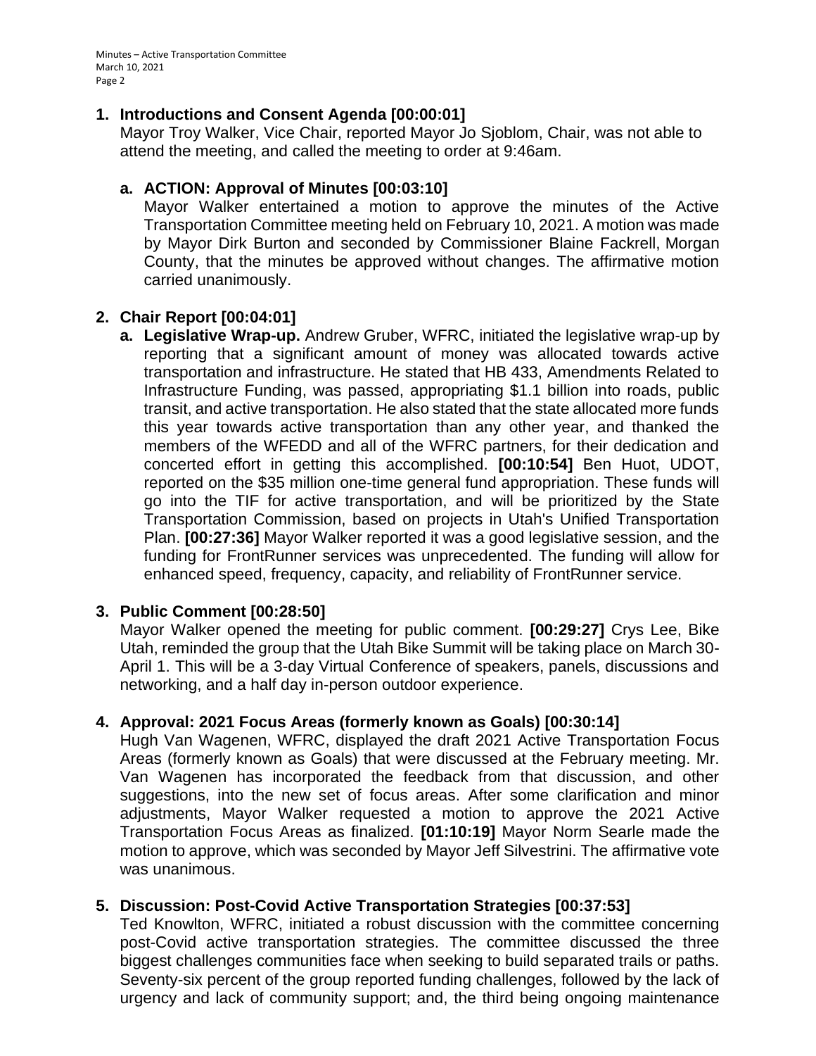1. **Introductions and Consent Agenda [00:00:01]**

Mayor Troy Walker, Vice Chair, reported Mayor Jo Sjoblom, Chair, was not able to attend the meeting, and called the meeting to order at 9:46am.

   a. **ACTION: Approval of Minutes [00:03:10]**

   Mayor Walker entertained a motion to approve the minutes of the Active Transportation Committee meeting held on February 10, 2021. A motion was made by Mayor Dirk Burton and seconded by Commissioner Blaine Fackrell, Morgan County, that the minutes be approved without changes. The affirmative motion carried unanimously.

2. **Chair Report [00:04:01]**

   a. **Legislative Wrap-up.** Andrew Gruber, WFRC, initiated the legislative wrap-up by reporting that a significant amount of money was allocated towards active transportation and infrastructure. He stated that HB 433, Amendments Related to Infrastructure Funding, was passed, appropriating $1.1 billion into roads, public transit, and active transportation. He also stated that the state allocated more funds this year towards active transportation than any other year, and thanked the members of the WFEDD and all of the WFRC partners, for their dedication and concerted effort in getting this accomplished. **[00:10:54]** Ben Huot, UDOT, reported on the $35 million one-time general fund appropriation. These funds will go into the TIF for active transportation, and will be prioritized by the State Transportation Commission, based on projects in Utah's Unified Transportation Plan. **[00:27:36]** Mayor Walker reported it was a good legislative session, and the funding for FrontRunner services was unprecedented. The funding will allow for enhanced speed, frequency, capacity, and reliability of FrontRunner service.

3. **Public Comment [00:28:50]**

Mayor Walker opened the meeting for public comment. **[00:29:27]** Crys Lee, Bike Utah, reminded the group that the Utah Bike Summit will be taking place on March 30-April 1. This will be a 3-day Virtual Conference of speakers, panels, discussions and networking, and a half day in-person outdoor experience.

4. **Approval: 2021 Focus Areas (formerly known as Goals) [00:30:14]**

Hugh Van Wagenen, WFRC, displayed the draft 2021 Active Transportation Focus Areas (formerly known as Goals) that were discussed at the February meeting. Mr. Van Wagenen has incorporated the feedback from that discussion, and other suggestions, into the new set of focus areas. After some clarification and minor adjustments, Mayor Walker requested a motion to approve the 2021 Active Transportation Focus Areas as finalized. **[01:10:19]** Mayor Norm Searle made the motion to approve, which was seconded by Mayor Jeff Silvestrini. The affirmative vote was unanimous.

5. **Discussion: Post-Covid Active Transportation Strategies [00:37:53]**

Ted Knowlton, WFRC, initiated a robust discussion with the committee concerning post-Covid active transportation strategies. The committee discussed the three biggest challenges communities face when seeking to build separated trails or paths. Seventy-six percent of the group reported funding challenges, followed by the lack of urgency and lack of community support; and, the third being ongoing maintenance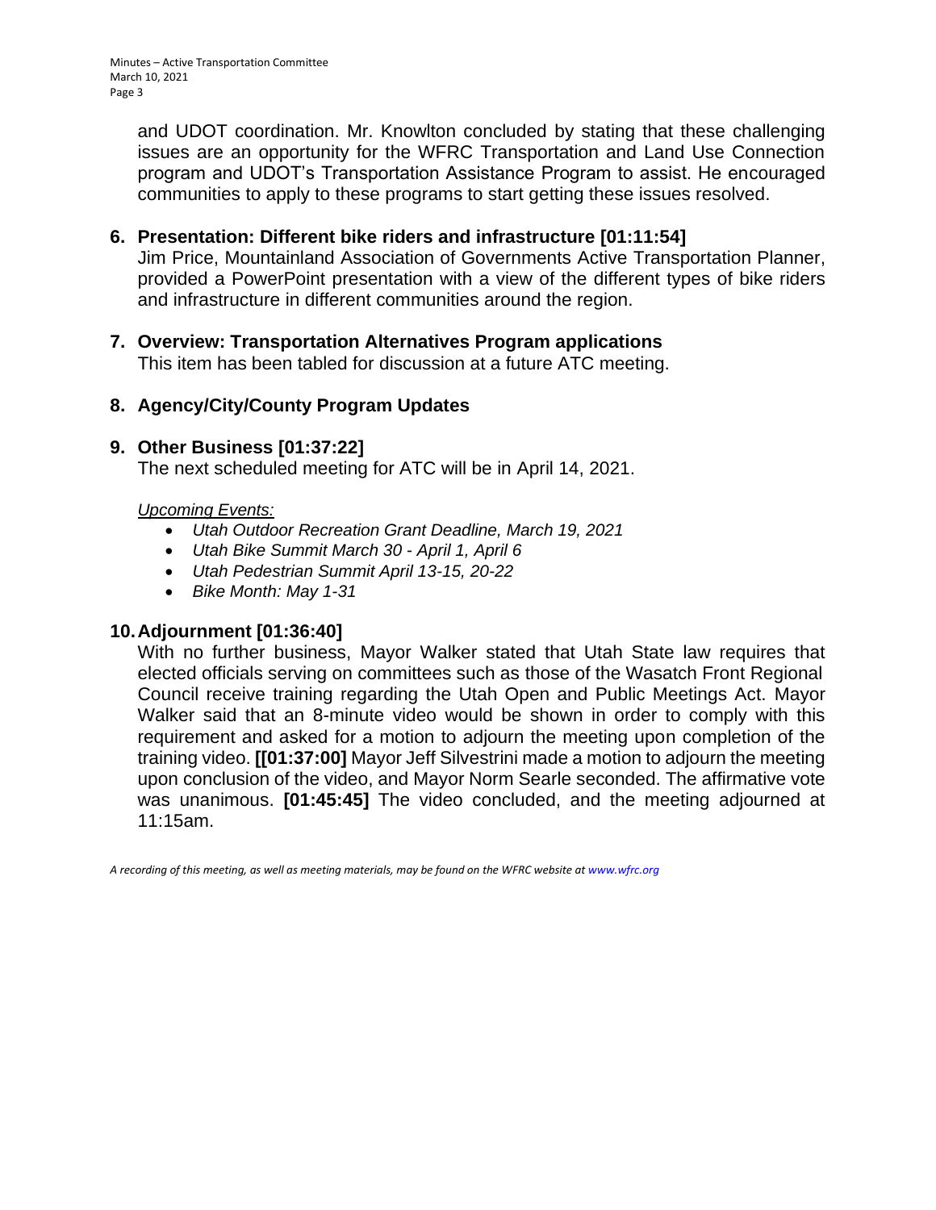and UDOT coordination. Mr. Knowlton concluded by stating that these challenging issues are an opportunity for the WFRC Transportation and Land Use Connection program and UDOT's Transportation Assistance Program to assist. He encouraged communities to apply to these programs to start getting these issues resolved.

**6. Presentation: Different bike riders and infrastructure [01:11:54]**

Jim Price, Mountainland Association of Governments Active Transportation Planner, provided a PowerPoint presentation with a view of the different types of bike riders and infrastructure in different communities around the region.

**7. Overview: Transportation Alternatives Program applications**

This item has been tabled for discussion at a future ATC meeting.

**8. Agency/City/County Program Updates**

**9. Other Business [01:37:22]**

The next scheduled meeting for ATC will be in April 14, 2021.

*Upcoming Events:*

- *Utah Outdoor Recreation Grant Deadline, March 19, 2021*
- *Utah Bike Summit March 30 - April 1, April 6*
- *Utah Pedestrian Summit April 13-15, 20-22*
- *Bike Month: May 1-31*

**10. Adjournment [01:36:40]**

With no further business, Mayor Walker stated that Utah State law requires that elected officials serving on committees such as those of the Wasatch Front Regional Council receive training regarding the Utah Open and Public Meetings Act. Mayor Walker said that an 8-minute video would be shown in order to comply with this requirement and asked for a motion to adjourn the meeting upon completion of the training video. **[[01:37:00]** Mayor Jeff Silvestrini made a motion to adjourn the meeting upon conclusion of the video, and Mayor Norm Searle seconded. The affirmative vote was unanimous. **[01:45:45]** The video concluded, and the meeting adjourned at 11:15am.

*A recording of this meeting, as well as meeting materials, may be found on the WFRC website at www.wfrc.org*